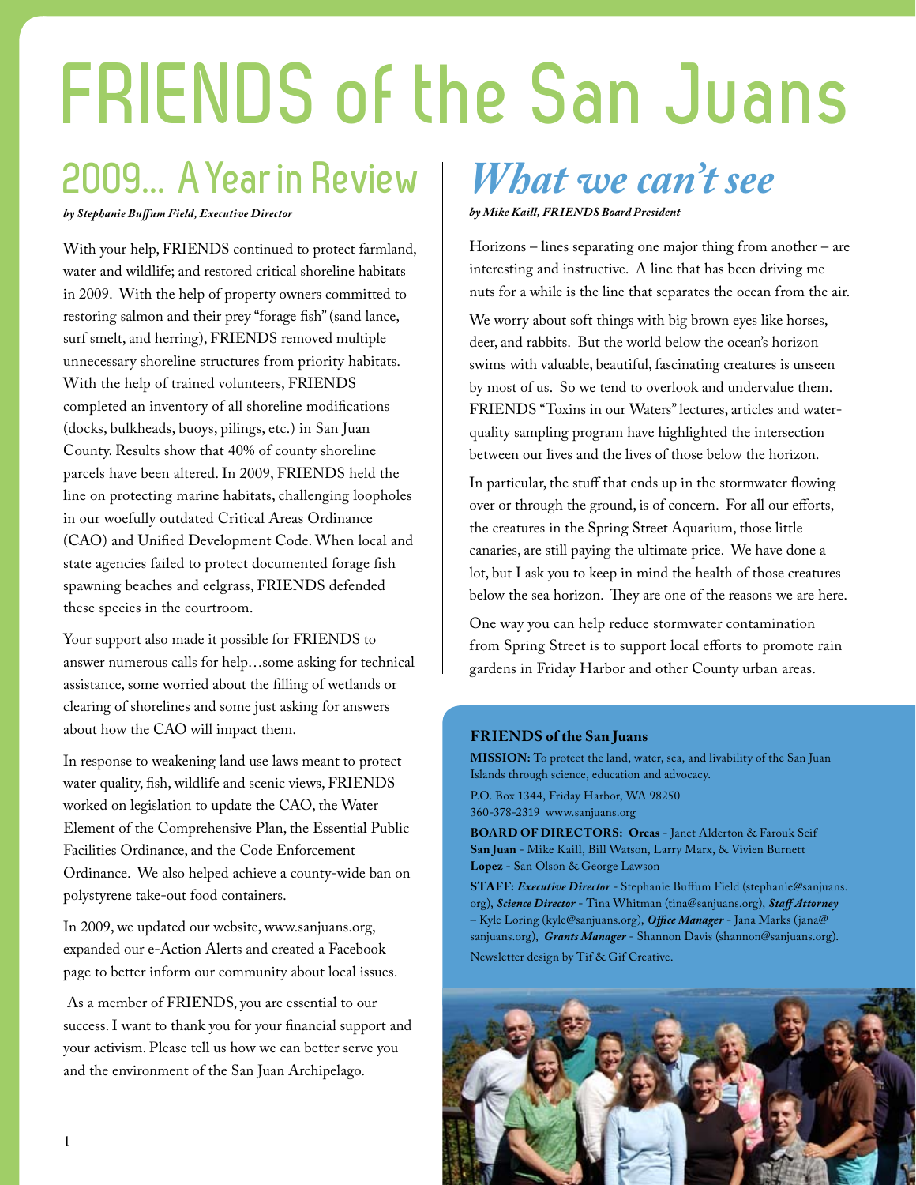# FRIENDS of the San Juans

## 2009... A Year in Review

***by Stephanie Buffum Field, Executive Director***

With your help, FRIENDS continued to protect farmland, water and wildlife; and restored critical shoreline habitats in 2009. With the help of property owners committed to restoring salmon and their prey "forage fish" (sand lance, surf smelt, and herring), FRIENDS removed multiple unnecessary shoreline structures from priority habitats. With the help of trained volunteers, FRIENDS completed an inventory of all shoreline modifications (docks, bulkheads, buoys, pilings, etc.) in San Juan County. Results show that 40% of county shoreline parcels have been altered. In 2009, FRIENDS held the line on protecting marine habitats, challenging loopholes in our woefully outdated Critical Areas Ordinance (CAO) and Unified Development Code. When local and state agencies failed to protect documented forage fish spawning beaches and eelgrass, FRIENDS defended these species in the courtroom.

Your support also made it possible for FRIENDS to answer numerous calls for help…some asking for technical assistance, some worried about the filling of wetlands or clearing of shorelines and some just asking for answers about how the CAO will impact them.

In response to weakening land use laws meant to protect water quality, fish, wildlife and scenic views, FRIENDS worked on legislation to update the CAO, the Water Element of the Comprehensive Plan, the Essential Public Facilities Ordinance, and the Code Enforcement Ordinance. We also helped achieve a county-wide ban on polystyrene take-out food containers.

In 2009, we updated our website, www.sanjuans.org, expanded our e-Action Alerts and created a Facebook page to better inform our community about local issues.

As a member of FRIENDS, you are essential to our success. I want to thank you for your financial support and your activism. Please tell us how we can better serve you and the environment of the San Juan Archipelago.

## *What we can't see*

***by Mike Kaill, FRIENDS Board President***

Horizons – lines separating one major thing from another – are interesting and instructive. A line that has been driving me nuts for a while is the line that separates the ocean from the air.

We worry about soft things with big brown eyes like horses, deer, and rabbits. But the world below the ocean's horizon swims with valuable, beautiful, fascinating creatures is unseen by most of us. So we tend to overlook and undervalue them. FRIENDS "Toxins in our Waters" lectures, articles and water-quality sampling program have highlighted the intersection between our lives and the lives of those below the horizon.

In particular, the stuff that ends up in the stormwater flowing over or through the ground, is of concern. For all our efforts, the creatures in the Spring Street Aquarium, those little canaries, are still paying the ultimate price. We have done a lot, but I ask you to keep in mind the health of those creatures below the sea horizon. They are one of the reasons we are here.

One way you can help reduce stormwater contamination from Spring Street is to support local efforts to promote rain gardens in Friday Harbor and other County urban areas.

**FRIENDS of the San Juans**

**MISSION:** To protect the land, water, sea, and livability of the San Juan Islands through science, education and advocacy.

P.O. Box 1344, Friday Harbor, WA 98250
360-378-2319 www.sanjuans.org

**BOARD OF DIRECTORS: Orcas** - Janet Alderton & Farouk Seif
**San Juan** - Mike Kaill, Bill Watson, Larry Marx, & Vivien Burnett
**Lopez** - San Olson & George Lawson

**STAFF:** ***Executive Director*** - Stephanie Buffum Field (stephanie@sanjuans.org), ***Science Director*** - Tina Whitman (tina@sanjuans.org), ***Staff Attorney*** – Kyle Loring (kyle@sanjuans.org), ***Office Manager*** - Jana Marks (jana@sanjuans.org), ***Grants Manager*** - Shannon Davis (shannon@sanjuans.org).

Newsletter design by Tif & Gif Creative.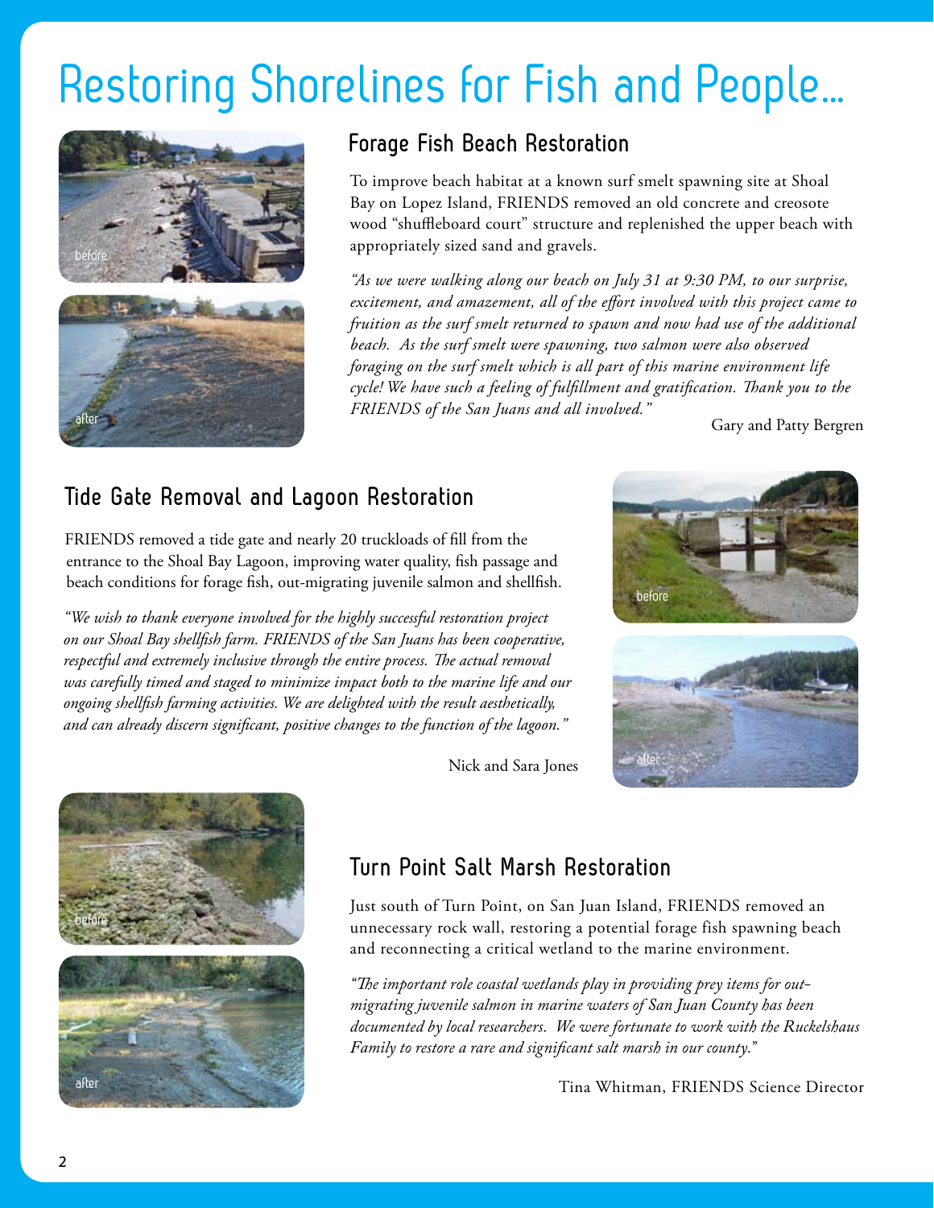# Restoring Shorelines for Fish and People...

before

after

## Forage Fish Beach Restoration

To improve beach habitat at a known surf smelt spawning site at Shoal Bay on Lopez Island, FRIENDS removed an old concrete and creosote wood "shuffleboard court" structure and replenished the upper beach with appropriately sized sand and gravels.

*"As we were walking along our beach on July 31 at 9:30 PM, to our surprise, excitement, and amazement, all of the effort involved with this project came to fruition as the surf smelt returned to spawn and now had use of the additional beach. As the surf smelt were spawning, two salmon were also observed foraging on the surf smelt which is all part of this marine environment life cycle! We have such a feeling of fulfillment and gratification. Thank you to the FRIENDS of the San Juans and all involved."*

Gary and Patty Bergren

## Tide Gate Removal and Lagoon Restoration

FRIENDS removed a tide gate and nearly 20 truckloads of fill from the entrance to the Shoal Bay Lagoon, improving water quality, fish passage and beach conditions for forage fish, out-migrating juvenile salmon and shellfish.

*"We wish to thank everyone involved for the highly successful restoration project on our Shoal Bay shellfish farm. FRIENDS of the San Juans has been cooperative, respectful and extremely inclusive through the entire process. The actual removal was carefully timed and staged to minimize impact both to the marine life and our ongoing shellfish farming activities. We are delighted with the result aesthetically, and can already discern significant, positive changes to the function of the lagoon."*

Nick and Sara Jones

before

after

before

after

## Turn Point Salt Marsh Restoration

Just south of Turn Point, on San Juan Island, FRIENDS removed an unnecessary rock wall, restoring a potential forage fish spawning beach and reconnecting a critical wetland to the marine environment.

*"The important role coastal wetlands play in providing prey items for out-migrating juvenile salmon in marine waters of San Juan County has been documented by local researchers. We were fortunate to work with the Ruckelshaus Family to restore a rare and significant salt marsh in our county."*

Tina Whitman, FRIENDS Science Director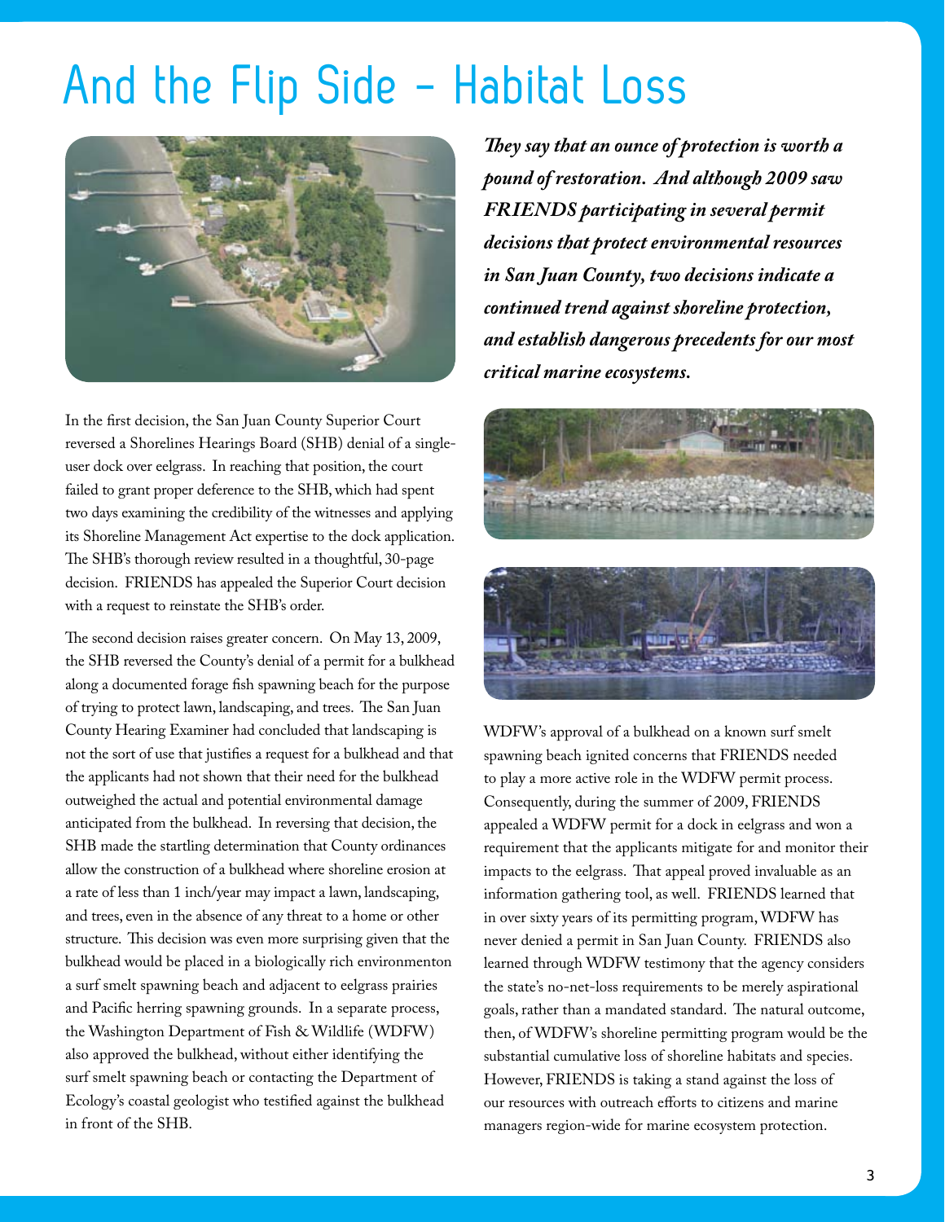# And the Flip Side – Habitat Loss

***They say that an ounce of protection is worth a pound of restoration. And although 2009 saw FRIENDS participating in several permit decisions that protect environmental resources in San Juan County, two decisions indicate a continued trend against shoreline protection, and establish dangerous precedents for our most critical marine ecosystems.***

In the first decision, the San Juan County Superior Court reversed a Shorelines Hearings Board (SHB) denial of a single-user dock over eelgrass. In reaching that position, the court failed to grant proper deference to the SHB, which had spent two days examining the credibility of the witnesses and applying its Shoreline Management Act expertise to the dock application. The SHB's thorough review resulted in a thoughtful, 30-page decision. FRIENDS has appealed the Superior Court decision with a request to reinstate the SHB's order.

The second decision raises greater concern. On May 13, 2009, the SHB reversed the County's denial of a permit for a bulkhead along a documented forage fish spawning beach for the purpose of trying to protect lawn, landscaping, and trees. The San Juan County Hearing Examiner had concluded that landscaping is not the sort of use that justifies a request for a bulkhead and that the applicants had not shown that their need for the bulkhead outweighed the actual and potential environmental damage anticipated from the bulkhead. In reversing that decision, the SHB made the startling determination that County ordinances allow the construction of a bulkhead where shoreline erosion at a rate of less than 1 inch/year may impact a lawn, landscaping, and trees, even in the absence of any threat to a home or other structure. This decision was even more surprising given that the bulkhead would be placed in a biologically rich environmenton a surf smelt spawning beach and adjacent to eelgrass prairies and Pacific herring spawning grounds. In a separate process, the Washington Department of Fish & Wildlife (WDFW) also approved the bulkhead, without either identifying the surf smelt spawning beach or contacting the Department of Ecology's coastal geologist who testified against the bulkhead in front of the SHB.

WDFW's approval of a bulkhead on a known surf smelt spawning beach ignited concerns that FRIENDS needed to play a more active role in the WDFW permit process. Consequently, during the summer of 2009, FRIENDS appealed a WDFW permit for a dock in eelgrass and won a requirement that the applicants mitigate for and monitor their impacts to the eelgrass. That appeal proved invaluable as an information gathering tool, as well. FRIENDS learned that in over sixty years of its permitting program, WDFW has never denied a permit in San Juan County. FRIENDS also learned through WDFW testimony that the agency considers the state's no-net-loss requirements to be merely aspirational goals, rather than a mandated standard. The natural outcome, then, of WDFW's shoreline permitting program would be the substantial cumulative loss of shoreline habitats and species. However, FRIENDS is taking a stand against the loss of our resources with outreach efforts to citizens and marine managers region-wide for marine ecosystem protection.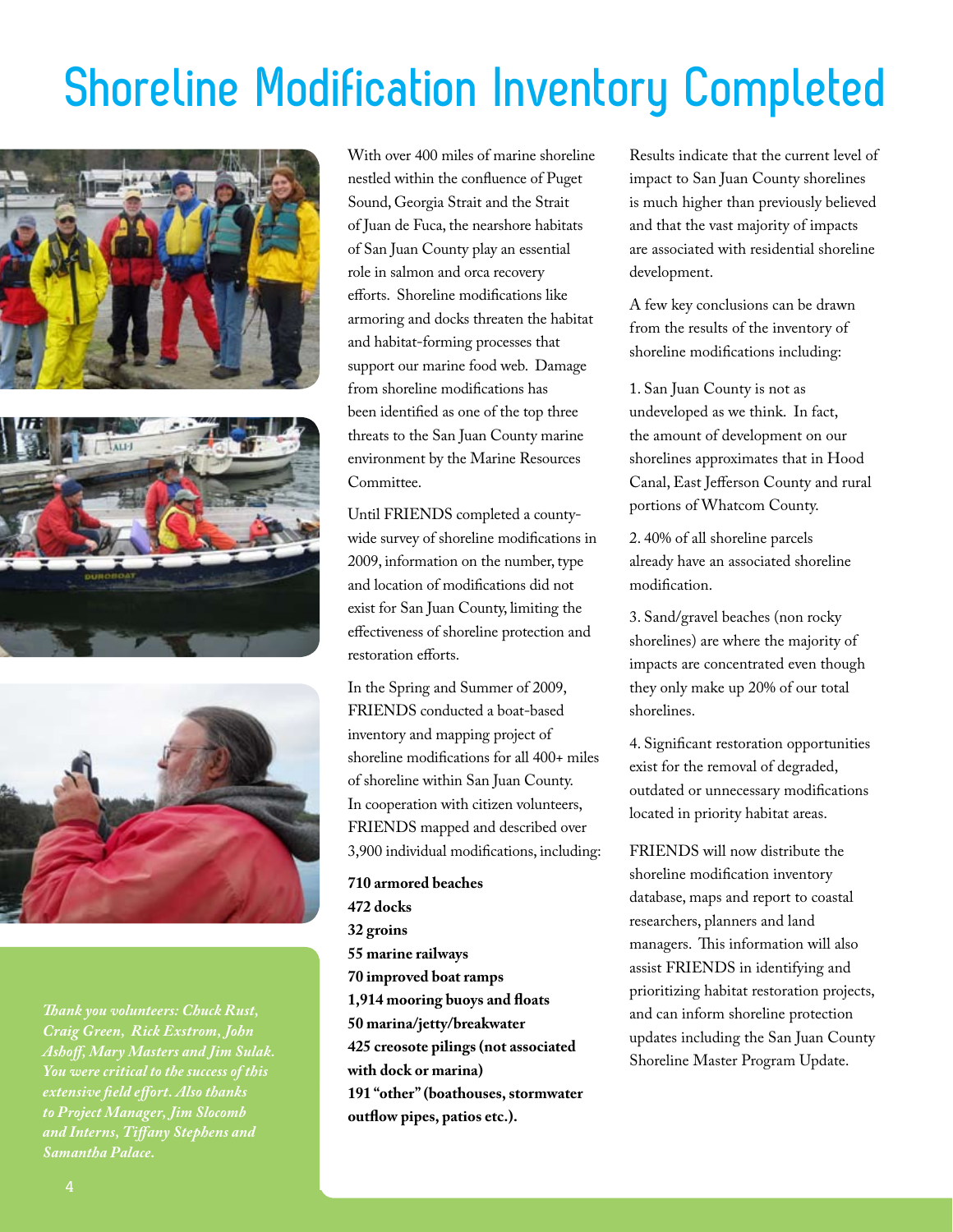# Shoreline Modification Inventory Completed

*Thank you volunteers: Chuck Rust, Craig Green, Rick Exstrom, John Ashoff, Mary Masters and Jim Sulak. You were critical to the success of this extensive field effort. Also thanks to Project Manager, Jim Slocomb and Interns, Tiffany Stephens and Samantha Palace.*

With over 400 miles of marine shoreline nestled within the confluence of Puget Sound, Georgia Strait and the Strait of Juan de Fuca, the nearshore habitats of San Juan County play an essential role in salmon and orca recovery efforts. Shoreline modifications like armoring and docks threaten the habitat and habitat-forming processes that support our marine food web. Damage from shoreline modifications has been identified as one of the top three threats to the San Juan County marine environment by the Marine Resources Committee.

Until FRIENDS completed a county-wide survey of shoreline modifications in 2009, information on the number, type and location of modifications did not exist for San Juan County, limiting the effectiveness of shoreline protection and restoration efforts.

In the Spring and Summer of 2009, FRIENDS conducted a boat-based inventory and mapping project of shoreline modifications for all 400+ miles of shoreline within San Juan County. In cooperation with citizen volunteers, FRIENDS mapped and described over 3,900 individual modifications, including:

**710 armored beaches**
**472 docks**
**32 groins**
**55 marine railways**
**70 improved boat ramps**
**1,914 mooring buoys and floats**
**50 marina/jetty/breakwater**
**425 creosote pilings (not associated with dock or marina)**
**191 "other" (boathouses, stormwater outflow pipes, patios etc.).**

Results indicate that the current level of impact to San Juan County shorelines is much higher than previously believed and that the vast majority of impacts are associated with residential shoreline development.

A few key conclusions can be drawn from the results of the inventory of shoreline modifications including:

1. San Juan County is not as undeveloped as we think. In fact, the amount of development on our shorelines approximates that in Hood Canal, East Jefferson County and rural portions of Whatcom County.

2. 40% of all shoreline parcels already have an associated shoreline modification.

3. Sand/gravel beaches (non rocky shorelines) are where the majority of impacts are concentrated even though they only make up 20% of our total shorelines.

4. Significant restoration opportunities exist for the removal of degraded, outdated or unnecessary modifications located in priority habitat areas.

FRIENDS will now distribute the shoreline modification inventory database, maps and report to coastal researchers, planners and land managers. This information will also assist FRIENDS in identifying and prioritizing habitat restoration projects, and can inform shoreline protection updates including the San Juan County Shoreline Master Program Update.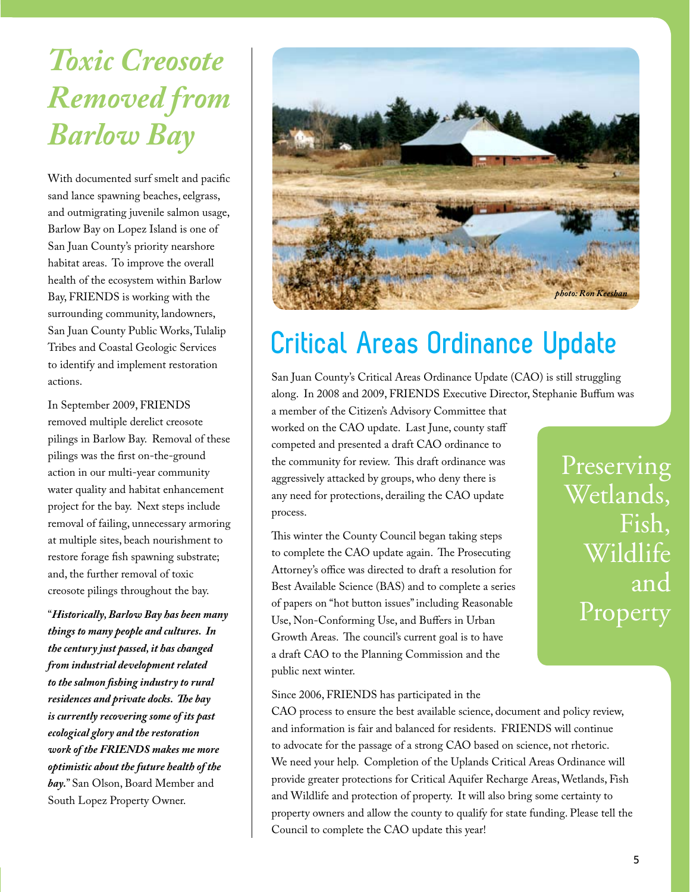# Toxic Creosote Removed from Barlow Bay

With documented surf smelt and pacific sand lance spawning beaches, eelgrass, and outmigrating juvenile salmon usage, Barlow Bay on Lopez Island is one of San Juan County's priority nearshore habitat areas. To improve the overall health of the ecosystem within Barlow Bay, FRIENDS is working with the surrounding community, landowners, San Juan County Public Works, Tulalip Tribes and Coastal Geologic Services to identify and implement restoration actions.

In September 2009, FRIENDS removed multiple derelict creosote pilings in Barlow Bay. Removal of these pilings was the first on-the-ground action in our multi-year community water quality and habitat enhancement project for the bay. Next steps include removal of failing, unnecessary armoring at multiple sites, beach nourishment to restore forage fish spawning substrate; and, the further removal of toxic creosote pilings throughout the bay.

"***Historically, Barlow Bay has been many things to many people and cultures. In the century just passed, it has changed from industrial development related to the salmon fishing industry to rural residences and private docks. The bay is currently recovering some of its past ecological glory and the restoration work of the FRIENDS makes me more optimistic about the future health of the bay.***" San Olson, Board Member and South Lopez Property Owner.

*photo: Ron Keeshan*

# Critical Areas Ordinance Update

San Juan County's Critical Areas Ordinance Update (CAO) is still struggling along. In 2008 and 2009, FRIENDS Executive Director, Stephanie Buffum was a member of the Citizen's Advisory Committee that worked on the CAO update. Last June, county staff competed and presented a draft CAO ordinance to the community for review. This draft ordinance was aggressively attacked by groups, who deny there is any need for protections, derailing the CAO update process.

This winter the County Council began taking steps to complete the CAO update again. The Prosecuting Attorney's office was directed to draft a resolution for Best Available Science (BAS) and to complete a series of papers on "hot button issues" including Reasonable Use, Non-Conforming Use, and Buffers in Urban Growth Areas. The council's current goal is to have a draft CAO to the Planning Commission and the public next winter.

Since 2006, FRIENDS has participated in the CAO process to ensure the best available science, document and policy review, and information is fair and balanced for residents. FRIENDS will continue to advocate for the passage of a strong CAO based on science, not rhetoric. We need your help. Completion of the Uplands Critical Areas Ordinance will provide greater protections for Critical Aquifer Recharge Areas, Wetlands, Fish and Wildlife and protection of property. It will also bring some certainty to property owners and allow the county to qualify for state funding. Please tell the Council to complete the CAO update this year!

Preserving Wetlands, Fish, Wildlife and Property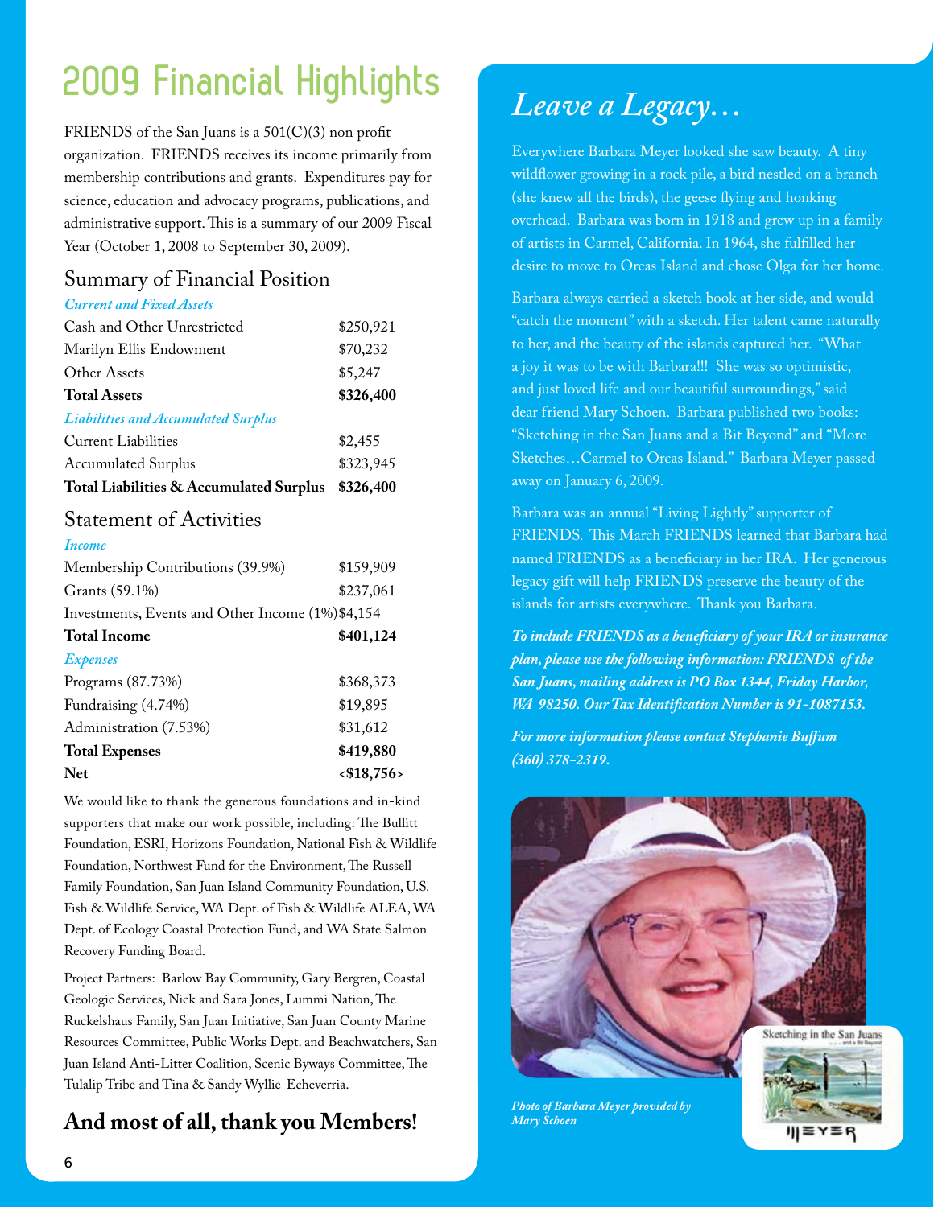# 2009 Financial Highlights

FRIENDS of the San Juans is a 501(C)(3) non profit organization. FRIENDS receives its income primarily from membership contributions and grants. Expenditures pay for science, education and advocacy programs, publications, and administrative support. This is a summary of our 2009 Fiscal Year (October 1, 2008 to September 30, 2009).

## Summary of Financial Position

| *Current and Fixed Assets* | |
|---|---|
| Cash and Other Unrestricted | $250,921 |
| Marilyn Ellis Endowment | $70,232 |
| Other Assets | $5,247 |
| **Total Assets** | **$326,400** |
| *Liabilities and Accumulated Surplus* | |
| Current Liabilities | $2,455 |
| Accumulated Surplus | $323,945 |
| **Total Liabilities & Accumulated Surplus** | **$326,400** |

## Statement of Activities

| *Income* | |
|---|---|
| Membership Contributions (39.9%) | $159,909 |
| Grants (59.1%) | $237,061 |
| Investments, Events and Other Income (1%) | $4,154 |
| **Total Income** | **$401,124** |
| *Expenses* | |
| Programs (87.73%) | $368,373 |
| Fundraising (4.74%) | $19,895 |
| Administration (7.53%) | $31,612 |
| **Total Expenses** | **$419,880** |
| **Net** | **<$18,756>** |

We would like to thank the generous foundations and in-kind supporters that make our work possible, including: The Bullitt Foundation, ESRI, Horizons Foundation, National Fish & Wildlife Foundation, Northwest Fund for the Environment, The Russell Family Foundation, San Juan Island Community Foundation, U.S. Fish & Wildlife Service, WA Dept. of Fish & Wildlife ALEA, WA Dept. of Ecology Coastal Protection Fund, and WA State Salmon Recovery Funding Board.

Project Partners: Barlow Bay Community, Gary Bergren, Coastal Geologic Services, Nick and Sara Jones, Lummi Nation, The Ruckelshaus Family, San Juan Initiative, San Juan County Marine Resources Committee, Public Works Dept. and Beachwatchers, San Juan Island Anti-Litter Coalition, Scenic Byways Committee, The Tulalip Tribe and Tina & Sandy Wyllie-Echeverria.

**And most of all, thank you Members!**

# *Leave a Legacy…*

Everywhere Barbara Meyer looked she saw beauty. A tiny wildflower growing in a rock pile, a bird nestled on a branch (she knew all the birds), the geese flying and honking overhead. Barbara was born in 1918 and grew up in a family of artists in Carmel, California. In 1964, she fulfilled her desire to move to Orcas Island and chose Olga for her home.

Barbara always carried a sketch book at her side, and would "catch the moment" with a sketch. Her talent came naturally to her, and the beauty of the islands captured her. "What a joy it was to be with Barbara!!! She was so optimistic, and just loved life and our beautiful surroundings," said dear friend Mary Schoen. Barbara published two books: "Sketching in the San Juans and a Bit Beyond" and "More Sketches…Carmel to Orcas Island." Barbara Meyer passed away on January 6, 2009.

Barbara was an annual "Living Lightly" supporter of FRIENDS. This March FRIENDS learned that Barbara had named FRIENDS as a beneficiary in her IRA. Her generous legacy gift will help FRIENDS preserve the beauty of the islands for artists everywhere. Thank you Barbara.

***To include FRIENDS as a beneficiary of your IRA or insurance plan, please use the following information: FRIENDS of the San Juans, mailing address is PO Box 1344, Friday Harbor, WA 98250. Our Tax Identification Number is 91-1087153.***

***For more information please contact Stephanie Buffum (360) 378-2319.***

*Photo of Barbara Meyer provided by Mary Schoen*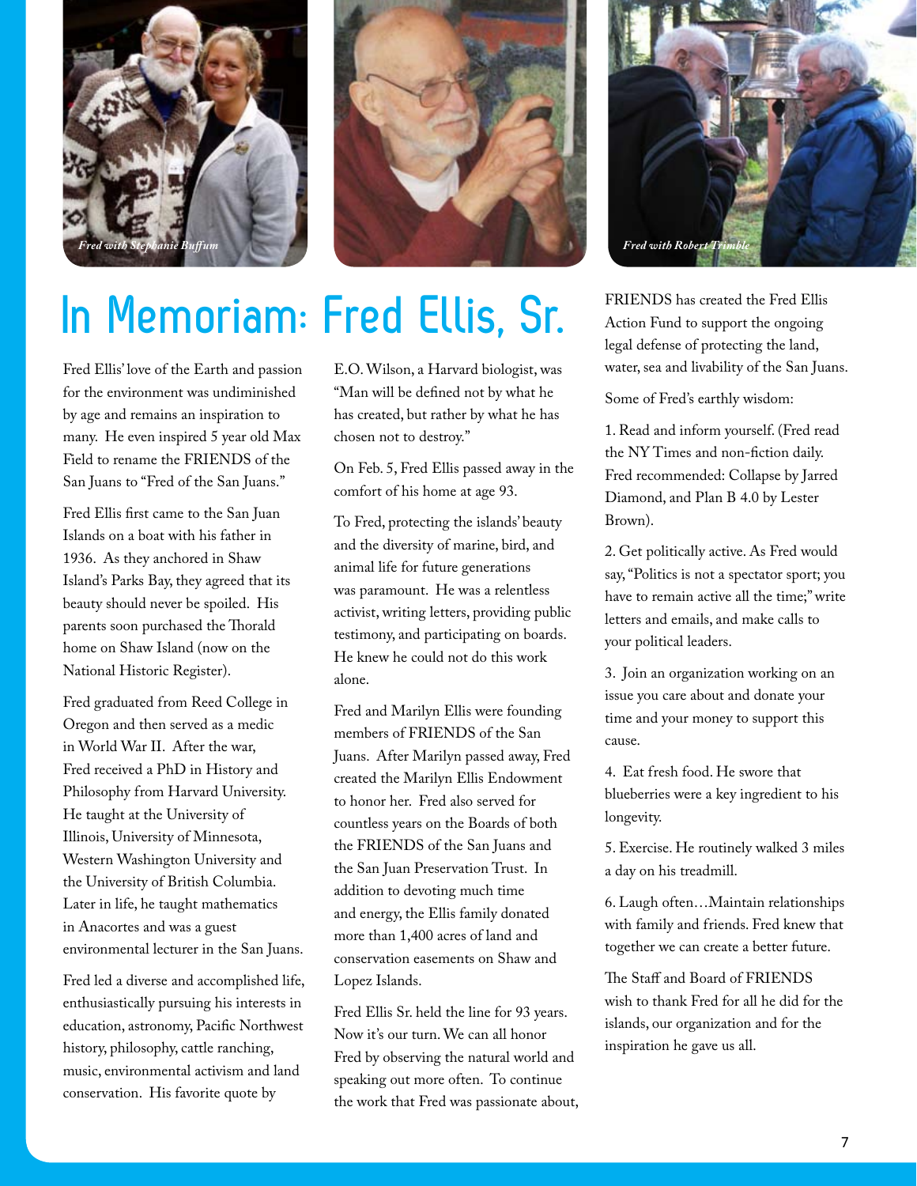Fred with Stephanie Buffum

Fred with Robert Trimble

# In Memoriam: Fred Ellis, Sr.

Fred Ellis' love of the Earth and passion for the environment was undiminished by age and remains an inspiration to many. He even inspired 5 year old Max Field to rename the FRIENDS of the San Juans to "Fred of the San Juans."

Fred Ellis first came to the San Juan Islands on a boat with his father in 1936. As they anchored in Shaw Island's Parks Bay, they agreed that its beauty should never be spoiled. His parents soon purchased the Thorald home on Shaw Island (now on the National Historic Register).

Fred graduated from Reed College in Oregon and then served as a medic in World War II. After the war, Fred received a PhD in History and Philosophy from Harvard University. He taught at the University of Illinois, University of Minnesota, Western Washington University and the University of British Columbia. Later in life, he taught mathematics in Anacortes and was a guest environmental lecturer in the San Juans.

Fred led a diverse and accomplished life, enthusiastically pursuing his interests in education, astronomy, Pacific Northwest history, philosophy, cattle ranching, music, environmental activism and land conservation. His favorite quote by E.O. Wilson, a Harvard biologist, was "Man will be defined not by what he has created, but rather by what he has chosen not to destroy."

On Feb. 5, Fred Ellis passed away in the comfort of his home at age 93.

To Fred, protecting the islands' beauty and the diversity of marine, bird, and animal life for future generations was paramount. He was a relentless activist, writing letters, providing public testimony, and participating on boards. He knew he could not do this work alone.

Fred and Marilyn Ellis were founding members of FRIENDS of the San Juans. After Marilyn passed away, Fred created the Marilyn Ellis Endowment to honor her. Fred also served for countless years on the Boards of both the FRIENDS of the San Juans and the San Juan Preservation Trust. In addition to devoting much time and energy, the Ellis family donated more than 1,400 acres of land and conservation easements on Shaw and Lopez Islands.

Fred Ellis Sr. held the line for 93 years. Now it's our turn. We can all honor Fred by observing the natural world and speaking out more often. To continue the work that Fred was passionate about, FRIENDS has created the Fred Ellis Action Fund to support the ongoing legal defense of protecting the land, water, sea and livability of the San Juans.

Some of Fred's earthly wisdom:

1. Read and inform yourself. (Fred read the NY Times and non-fiction daily. Fred recommended: Collapse by Jarred Diamond, and Plan B 4.0 by Lester Brown).

2. Get politically active. As Fred would say, "Politics is not a spectator sport; you have to remain active all the time;" write letters and emails, and make calls to your political leaders.

3. Join an organization working on an issue you care about and donate your time and your money to support this cause.

4. Eat fresh food. He swore that blueberries were a key ingredient to his longevity.

5. Exercise. He routinely walked 3 miles a day on his treadmill.

6. Laugh often…Maintain relationships with family and friends. Fred knew that together we can create a better future.

The Staff and Board of FRIENDS wish to thank Fred for all he did for the islands, our organization and for the inspiration he gave us all.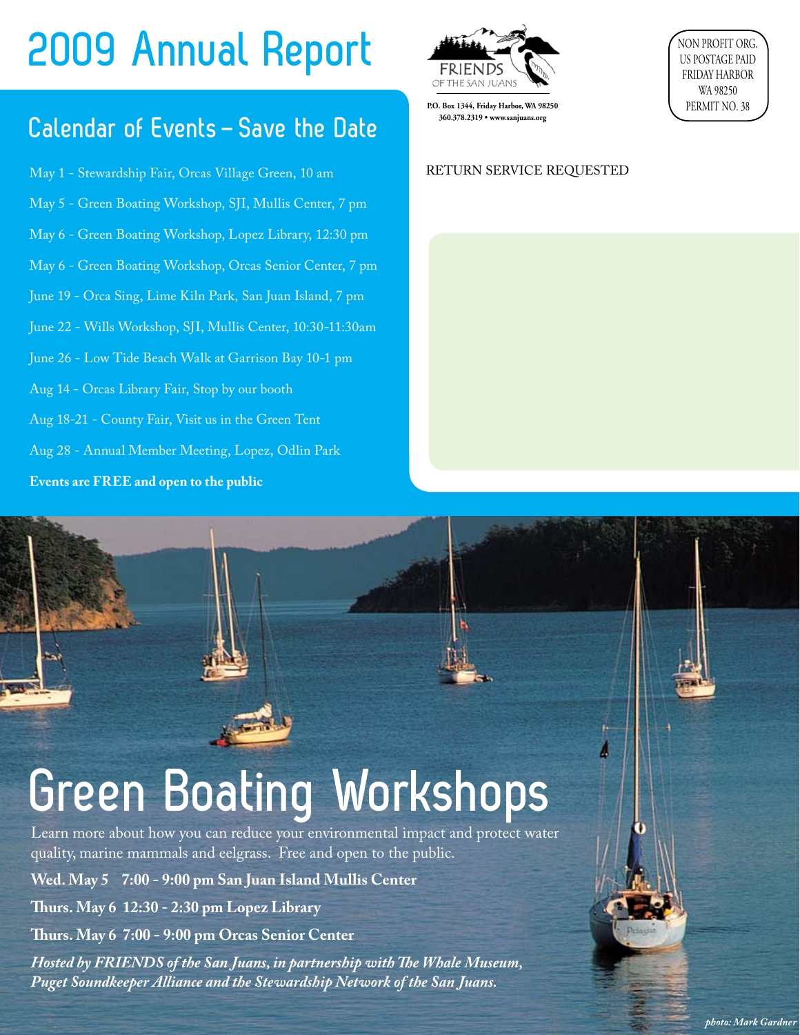# 2009 Annual Report

FRIENDS OF THE SAN JUANS

P.O. Box 1344, Friday Harbor, WA 98250
360.378.2319 • www.sanjuans.org

NON PROFIT ORG.
US POSTAGE PAID
FRIDAY HARBOR
WA 98250
PERMIT NO. 38

RETURN SERVICE REQUESTED

## Calendar of Events – Save the Date

May 1 - Stewardship Fair, Orcas Village Green, 10 am

May 5 - Green Boating Workshop, SJI, Mullis Center, 7 pm

May 6 - Green Boating Workshop, Lopez Library, 12:30 pm

May 6 - Green Boating Workshop, Orcas Senior Center, 7 pm

June 19 - Orca Sing, Lime Kiln Park, San Juan Island, 7 pm

June 22 - Wills Workshop, SJI, Mullis Center, 10:30-11:30am

June 26 - Low Tide Beach Walk at Garrison Bay 10-1 pm

Aug 14 - Orcas Library Fair, Stop by our booth

Aug 18-21 - County Fair, Visit us in the Green Tent

Aug 28 - Annual Member Meeting, Lopez, Odlin Park

**Events are FREE and open to the public**

# Green Boating Workshops

Learn more about how you can reduce your environmental impact and protect water quality, marine mammals and eelgrass. Free and open to the public.

**Wed. May 5 7:00 - 9:00 pm San Juan Island Mullis Center**

**Thurs. May 6 12:30 - 2:30 pm Lopez Library**

**Thurs. May 6 7:00 - 9:00 pm Orcas Senior Center**

***Hosted by FRIENDS of the San Juans, in partnership with The Whale Museum, Puget Soundkeeper Alliance and the Stewardship Network of the San Juans.***

*photo: Mark Gardner*